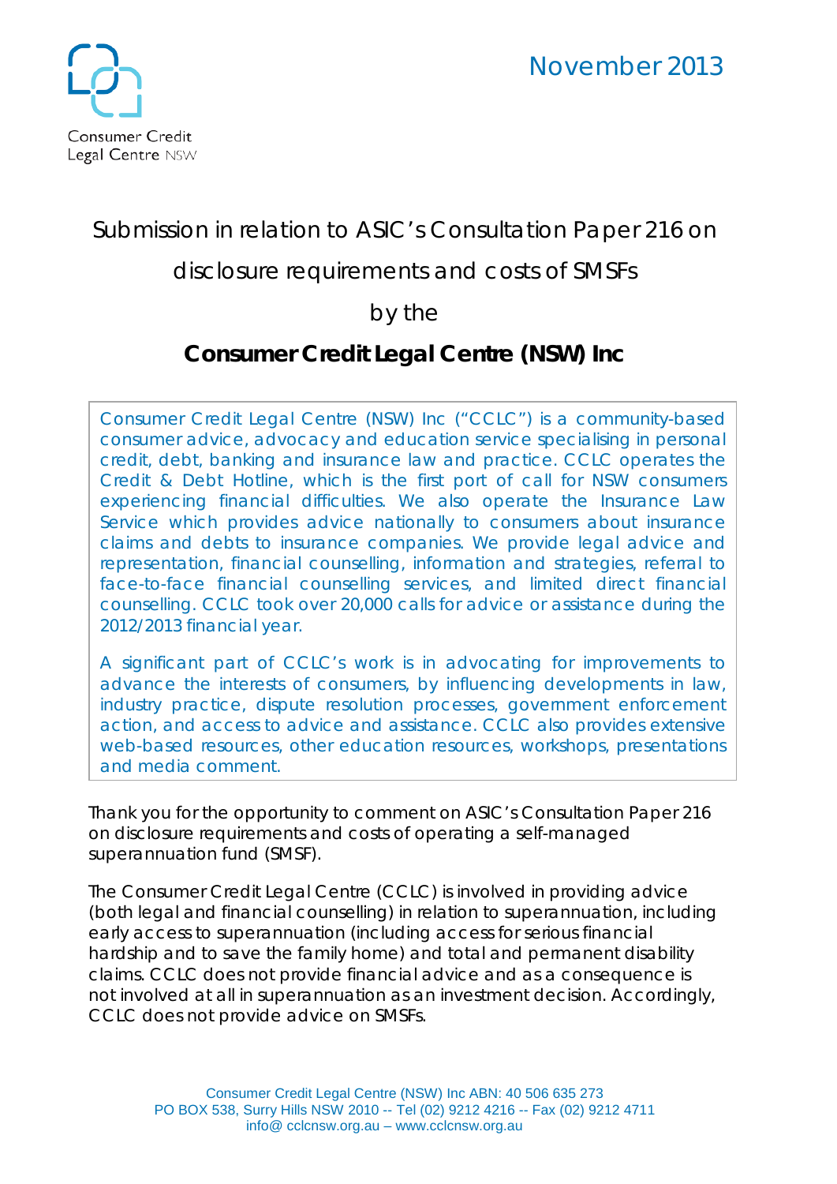Consumer Credit Legal Centre NSW

November 2013

# Submission in relation to ASIC's Consultation Paper 216 on disclosure requirements and costs of SMSFs

by the

## Consumer Credit Legal Centre (NSW) Inc

Consumer Credit Legal Centre (NSW) Inc ("CCLC") is a community-based consumer advice, advocacy and education service specialising in personal credit, debt, banking and insurance law and practice. CCLC operates the Credit & Debt Hotline, which is the first port of call for NSW consumers experiencing financial difficulties. We also operate the Insurance Law Service which provides advice nationally to consumers about insurance claims and debts to insurance companies. We provide legal advice and representation, financial counselling, information and strategies, referral to face-to-face financial counselling services, and limited direct financial counselling. CCLC took over 20,000 calls for advice or assistance during the 2012/2013 financial year.

A significant part of CCLC's work is in advocating for improvements to advance the interests of consumers, by influencing developments in law, industry practice, dispute resolution processes, government enforcement action, and access to advice and assistance. CCLC also provides extensive web-based resources, other education resources, workshops, presentations and media comment.

Thank you for the opportunity to comment on ASIC's Consultation Paper 216 on disclosure requirements and costs of operating a self-managed superannuation fund (SMSF).

The Consumer Credit Legal Centre (CCLC) is involved in providing advice (both legal and financial counselling) in relation to superannuation, including early access to superannuation (including access for serious financial hardship and to save the family home) and total and permanent disability claims. CCLC does not provide financial advice and as a consequence is not involved at all in superannuation as an investment decision. Accordingly, CCLC does not provide advice on SMSFs.

Consumer Credit Legal Centre (NSW) Inc ABN: 40 506 635 273
PO BOX 538, Surry Hills NSW 2010 -- Tel (02) 9212 4216 -- Fax (02) 9212 4711
info@ cclcnsw.org.au – www.cclcnsw.org.au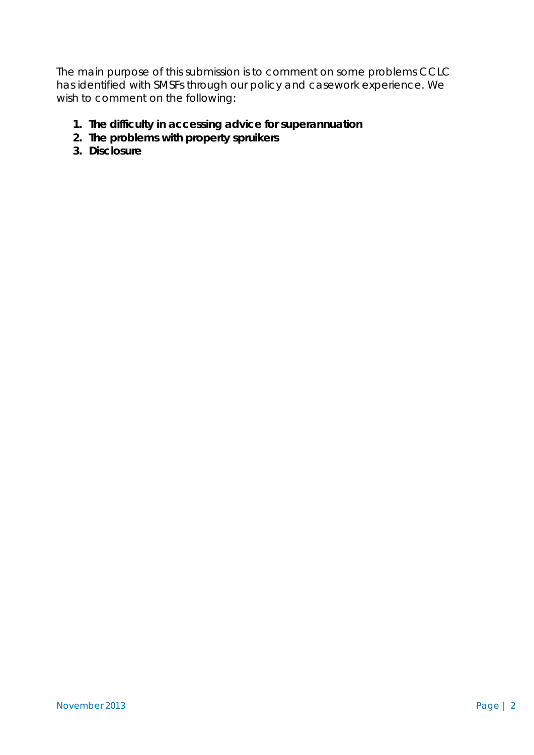The main purpose of this submission is to comment on some problems CCLC has identified with SMSFs through our policy and casework experience. We wish to comment on the following:

1. **The difficulty in accessing advice for superannuation**
2. **The problems with property spruikers**
3. **Disclosure**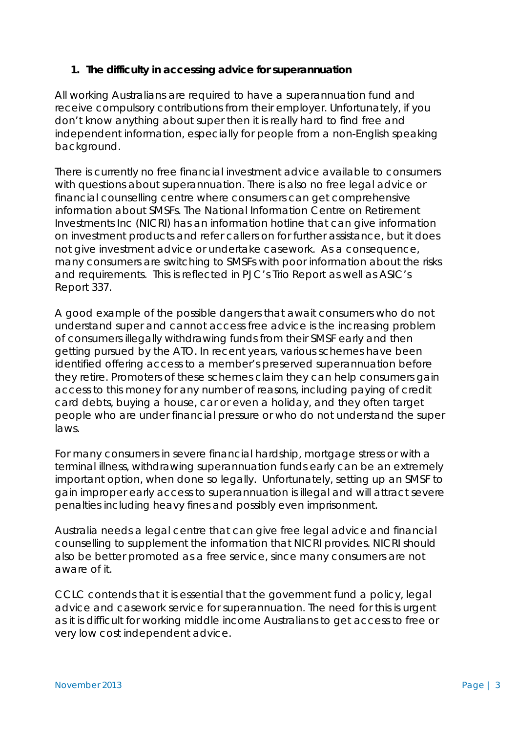## 1. The difficulty in accessing advice for superannuation

All working Australians are required to have a superannuation fund and receive compulsory contributions from their employer. Unfortunately, if you don't know anything about super then it is really hard to find free and independent information, especially for people from a non-English speaking background.

There is currently no free financial investment advice available to consumers with questions about superannuation. There is also no free legal advice or financial counselling centre where consumers can get comprehensive information about SMSFs. The National Information Centre on Retirement Investments Inc (NICRI) has an information hotline that can give information on investment products and refer callers on for further assistance, but it does not give investment advice or undertake casework. As a consequence, many consumers are switching to SMSFs with poor information about the risks and requirements. This is reflected in PJC's Trio Report as well as ASIC's Report 337.

A good example of the possible dangers that await consumers who do not understand super and cannot access free advice is the increasing problem of consumers illegally withdrawing funds from their SMSF early and then getting pursued by the ATO. In recent years, various schemes have been identified offering access to a member's preserved superannuation before they retire. Promoters of these schemes claim they can help consumers gain access to this money for any number of reasons, including paying of credit card debts, buying a house, car or even a holiday, and they often target people who are under financial pressure or who do not understand the super laws.

For many consumers in severe financial hardship, mortgage stress or with a terminal illness, withdrawing superannuation funds early can be an extremely important option, when done so legally. Unfortunately, setting up an SMSF to gain improper early access to superannuation is illegal and will attract severe penalties including heavy fines and possibly even imprisonment.

Australia needs a legal centre that can give free legal advice and financial counselling to supplement the information that NICRI provides. NICRI should also be better promoted as a free service, since many consumers are not aware of it.

CCLC contends that it is essential that the government fund a policy, legal advice and casework service for superannuation. The need for this is urgent as it is difficult for working middle income Australians to get access to free or very low cost independent advice.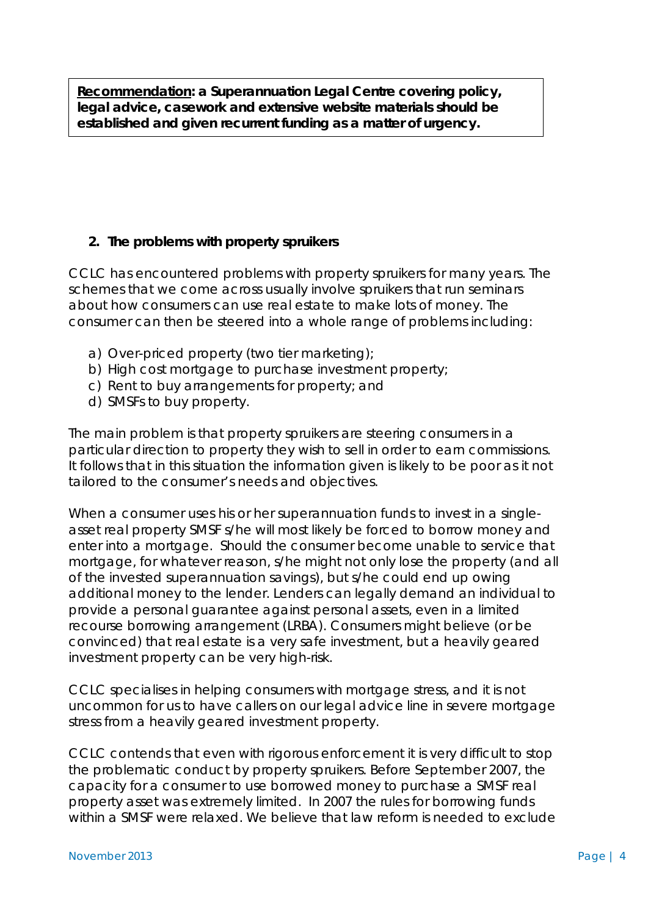**<u>Recommendation</u>: a Superannuation Legal Centre covering policy, legal advice, casework and extensive website materials should be established and given recurrent funding as a matter of urgency.**

## 2. The problems with property spruikers

CCLC has encountered problems with property spruikers for many years. The schemes that we come across usually involve spruikers that run seminars about how consumers can use real estate to make lots of money. The consumer can then be steered into a whole range of problems including:

a) Over-priced property (two tier marketing);
b) High cost mortgage to purchase investment property;
c) Rent to buy arrangements for property; and
d) SMSFs to buy property.

The main problem is that property spruikers are steering consumers in a particular direction to property they wish to sell in order to earn commissions. It follows that in this situation the information given is likely to be poor as it not tailored to the consumer's needs and objectives.

When a consumer uses his or her superannuation funds to invest in a single-asset real property SMSF s/he will most likely be forced to borrow money and enter into a mortgage. Should the consumer become unable to service that mortgage, for whatever reason, s/he might not only lose the property (and all of the invested superannuation savings), but s/he could end up owing additional money to the lender. Lenders can legally demand an individual to provide a personal guarantee against personal assets, even in a limited recourse borrowing arrangement (LRBA). Consumers might believe (or be convinced) that real estate is a very safe investment, but a heavily geared investment property can be very high-risk.

CCLC specialises in helping consumers with mortgage stress, and it is not uncommon for us to have callers on our legal advice line in severe mortgage stress from a heavily geared investment property.

CCLC contends that even with rigorous enforcement it is very difficult to stop the problematic conduct by property spruikers. Before September 2007, the capacity for a consumer to use borrowed money to purchase a SMSF real property asset was extremely limited. In 2007 the rules for borrowing funds within a SMSF were relaxed. We believe that law reform is needed to exclude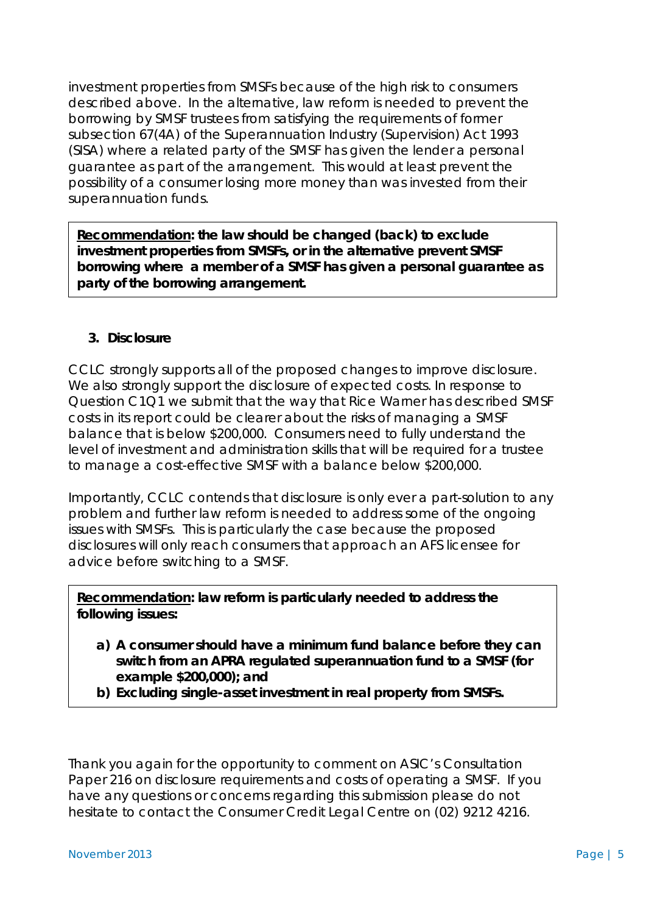investment properties from SMSFs because of the high risk to consumers described above. In the alternative, law reform is needed to prevent the borrowing by SMSF trustees from satisfying the requirements of former subsection 67(4A) of the Superannuation Industry (Supervision) Act 1993 (SISA) where a related party of the SMSF has given the lender a personal guarantee as part of the arrangement. This would at least prevent the possibility of a consumer losing more money than was invested from their superannuation funds.

> **<u>Recommendation</u>: the law should be changed (back) to exclude investment properties from SMSFs, or in the alternative prevent SMSF borrowing where a member of a SMSF has given a personal guarantee as party of the borrowing arrangement.**

### 3. Disclosure

CCLC strongly supports all of the proposed changes to improve disclosure. We also strongly support the disclosure of expected costs. In response to Question C1Q1 we submit that the way that Rice Warner has described SMSF costs in its report could be clearer about the risks of managing a SMSF balance that is below $200,000. Consumers need to fully understand the level of investment and administration skills that will be required for a trustee to manage a cost-effective SMSF with a balance below $200,000.

Importantly, CCLC contends that disclosure is only ever a part-solution to any problem and further law reform is needed to address some of the ongoing issues with SMSFs. This is particularly the case because the proposed disclosures will only reach consumers that approach an AFS licensee for advice before switching to a SMSF.

> **<u>Recommendation</u>: law reform is particularly needed to address the following issues:**
>
> **a) A consumer should have a minimum fund balance before they can switch from an APRA regulated superannuation fund to a SMSF (for example $200,000); and**
>
> **b) Excluding single-asset investment in real property from SMSFs.**

Thank you again for the opportunity to comment on ASIC's Consultation Paper 216 on disclosure requirements and costs of operating a SMSF. If you have any questions or concerns regarding this submission please do not hesitate to contact the Consumer Credit Legal Centre on (02) 9212 4216.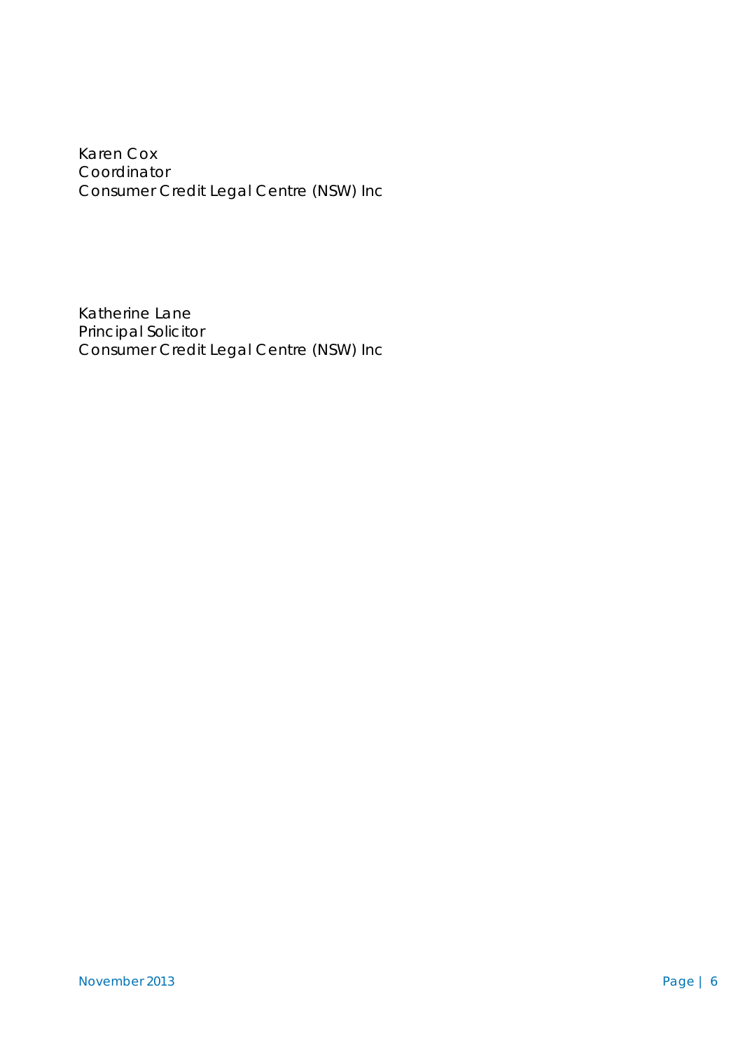Karen Cox
Coordinator
Consumer Credit Legal Centre (NSW) Inc

Katherine Lane
Principal Solicitor
Consumer Credit Legal Centre (NSW) Inc